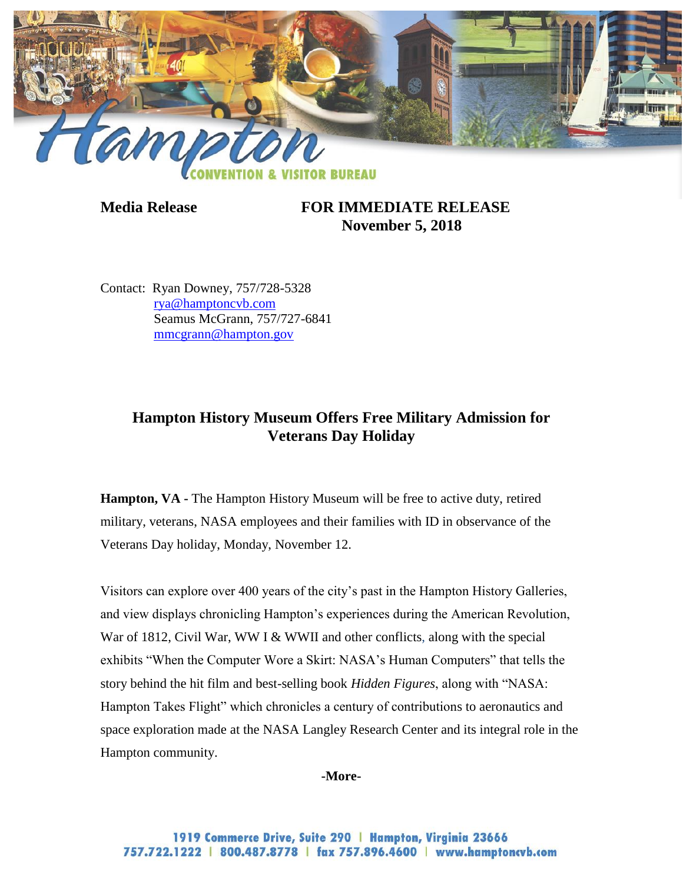Hampton

CONVENTION & VISITOR BUREAU

**Media Release** **FOR IMMEDIATE RELEASE**
**November 5, 2018**

Contact: Ryan Downey, 757/728-5328
rya@hamptoncvb.com
Seamus McGrann, 757/727-6841
mmcgrann@hampton.gov

## Hampton History Museum Offers Free Military Admission for Veterans Day Holiday

**Hampton, VA -** The Hampton History Museum will be free to active duty, retired military, veterans, NASA employees and their families with ID in observance of the Veterans Day holiday, Monday, November 12.

Visitors can explore over 400 years of the city's past in the Hampton History Galleries, and view displays chronicling Hampton's experiences during the American Revolution, War of 1812, Civil War, WW I & WWII and other conflicts, along with the special exhibits "When the Computer Wore a Skirt: NASA's Human Computers" that tells the story behind the hit film and best-selling book *Hidden Figures*, along with "NASA: Hampton Takes Flight" which chronicles a century of contributions to aeronautics and space exploration made at the NASA Langley Research Center and its integral role in the Hampton community.

**-More-**

1919 Commerce Drive, Suite 290 | Hampton, Virginia 23666
757.722.1222 | 800.487.8778 | fax 757.896.4600 | www.hamptoncvb.com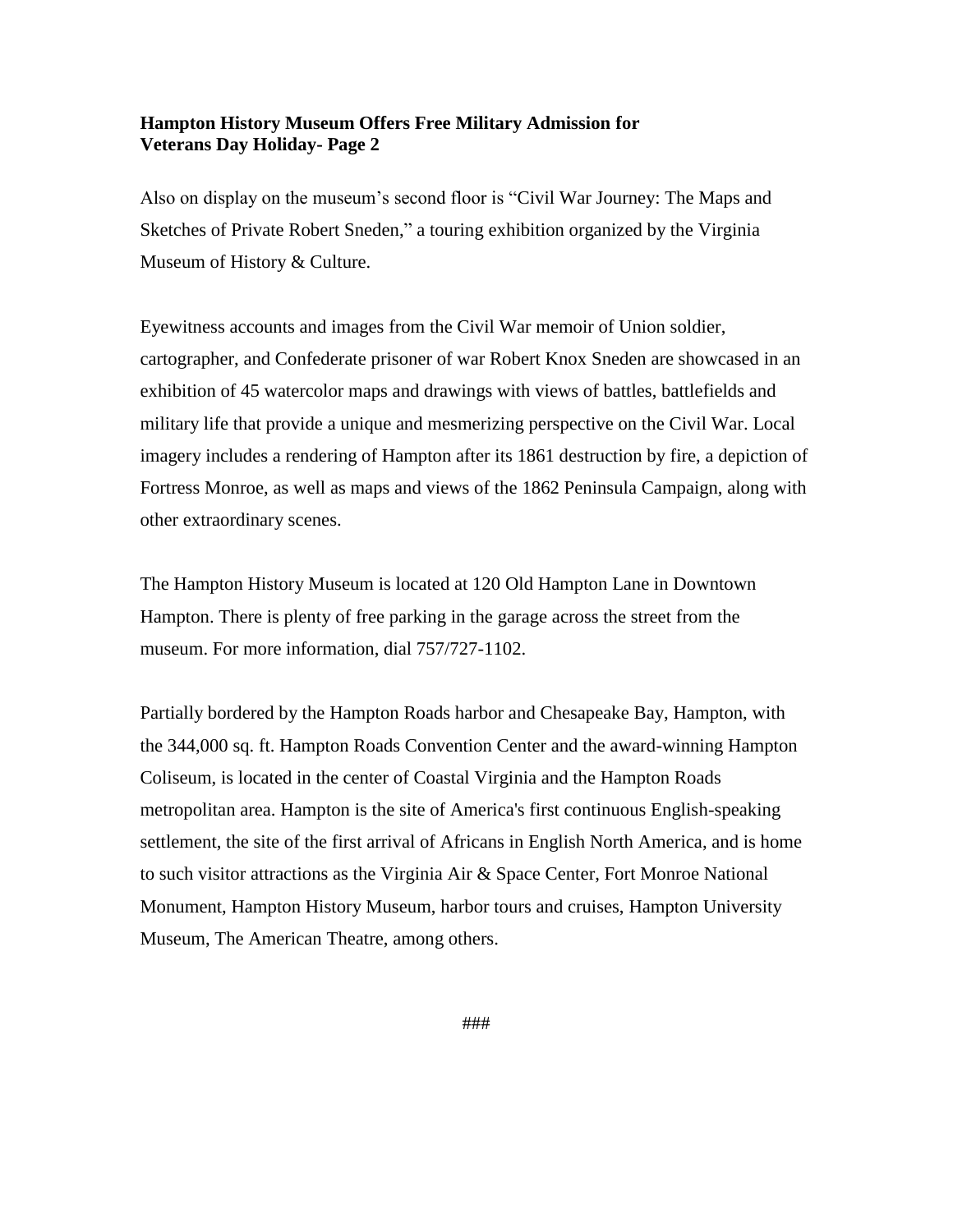**Hampton History Museum Offers Free Military Admission for Veterans Day Holiday- Page 2**

Also on display on the museum's second floor is "Civil War Journey: The Maps and Sketches of Private Robert Sneden," a touring exhibition organized by the Virginia Museum of History & Culture.

Eyewitness accounts and images from the Civil War memoir of Union soldier, cartographer, and Confederate prisoner of war Robert Knox Sneden are showcased in an exhibition of 45 watercolor maps and drawings with views of battles, battlefields and military life that provide a unique and mesmerizing perspective on the Civil War. Local imagery includes a rendering of Hampton after its 1861 destruction by fire, a depiction of Fortress Monroe, as well as maps and views of the 1862 Peninsula Campaign, along with other extraordinary scenes.

The Hampton History Museum is located at 120 Old Hampton Lane in Downtown Hampton. There is plenty of free parking in the garage across the street from the museum. For more information, dial 757/727-1102.

Partially bordered by the Hampton Roads harbor and Chesapeake Bay, Hampton, with the 344,000 sq. ft. Hampton Roads Convention Center and the award-winning Hampton Coliseum, is located in the center of Coastal Virginia and the Hampton Roads metropolitan area. Hampton is the site of America's first continuous English-speaking settlement, the site of the first arrival of Africans in English North America, and is home to such visitor attractions as the Virginia Air & Space Center, Fort Monroe National Monument, Hampton History Museum, harbor tours and cruises, Hampton University Museum, The American Theatre, among others.

###